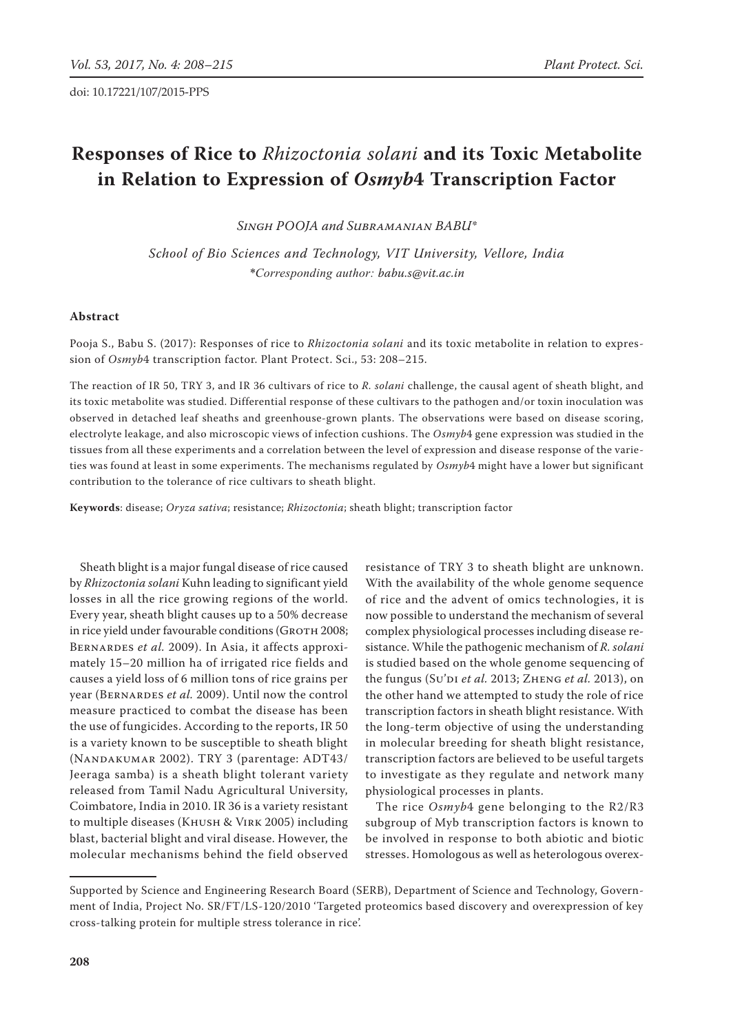doi: 10.17221/107/2015-PPS

# Responses of Rice to *Rhizoctonia solani* and its Toxic Metabolite in Relation to Expression of *Osmyb*4 Transcription Factor

*Singh POOJA and Subramanian BABU**

*School of Bio Sciences and Technology, VIT University, Vellore, India*
**Corresponding author: babu.s@vit.ac.in*

## Abstract

Pooja S., Babu S. (2017): Responses of rice to *Rhizoctonia solani* and its toxic metabolite in relation to expression of *Osmyb*4 transcription factor. Plant Protect. Sci., 53: 208–215.

The reaction of IR 50, TRY 3, and IR 36 cultivars of rice to *R. solani* challenge, the causal agent of sheath blight, and its toxic metabolite was studied. Differential response of these cultivars to the pathogen and/or toxin inoculation was observed in detached leaf sheaths and greenhouse-grown plants. The observations were based on disease scoring, electrolyte leakage, and also microscopic views of infection cushions. The *Osmyb*4 gene expression was studied in the tissues from all these experiments and a correlation between the level of expression and disease response of the varieties was found at least in some experiments. The mechanisms regulated by *Osmyb*4 might have a lower but significant contribution to the tolerance of rice cultivars to sheath blight.

**Keywords**: disease; *Oryza sativa*; resistance; *Rhizoctonia*; sheath blight; transcription factor

Sheath blight is a major fungal disease of rice caused by *Rhizoctonia solani* Kuhn leading to significant yield losses in all the rice growing regions of the world. Every year, sheath blight causes up to a 50% decrease in rice yield under favourable conditions (Groth 2008; Bernardes *et al.* 2009). In Asia, it affects approximately 15–20 million ha of irrigated rice fields and causes a yield loss of 6 million tons of rice grains per year (Bernardes *et al.* 2009). Until now the control measure practiced to combat the disease has been the use of fungicides. According to the reports, IR 50 is a variety known to be susceptible to sheath blight (Nandakumar 2002). TRY 3 (parentage: ADT43/ Jeeraga samba) is a sheath blight tolerant variety released from Tamil Nadu Agricultural University, Coimbatore, India in 2010. IR 36 is a variety resistant to multiple diseases (Khush & Virk 2005) including blast, bacterial blight and viral disease. However, the molecular mechanisms behind the field observed resistance of TRY 3 to sheath blight are unknown. With the availability of the whole genome sequence of rice and the advent of omics technologies, it is now possible to understand the mechanism of several complex physiological processes including disease resistance. While the pathogenic mechanism of *R. solani* is studied based on the whole genome sequencing of the fungus (Su'di *et al.* 2013; Zheng *et al.* 2013), on the other hand we attempted to study the role of rice transcription factors in sheath blight resistance. With the long-term objective of using the understanding in molecular breeding for sheath blight resistance, transcription factors are believed to be useful targets to investigate as they regulate and network many physiological processes in plants.

The rice *Osmyb*4 gene belonging to the R2/R3 subgroup of Myb transcription factors is known to be involved in response to both abiotic and biotic stresses. Homologous as well as heterologous overex-

Supported by Science and Engineering Research Board (SERB), Department of Science and Technology, Government of India, Project No. SR/FT/LS-120/2010 'Targeted proteomics based discovery and overexpression of key cross-talking protein for multiple stress tolerance in rice'.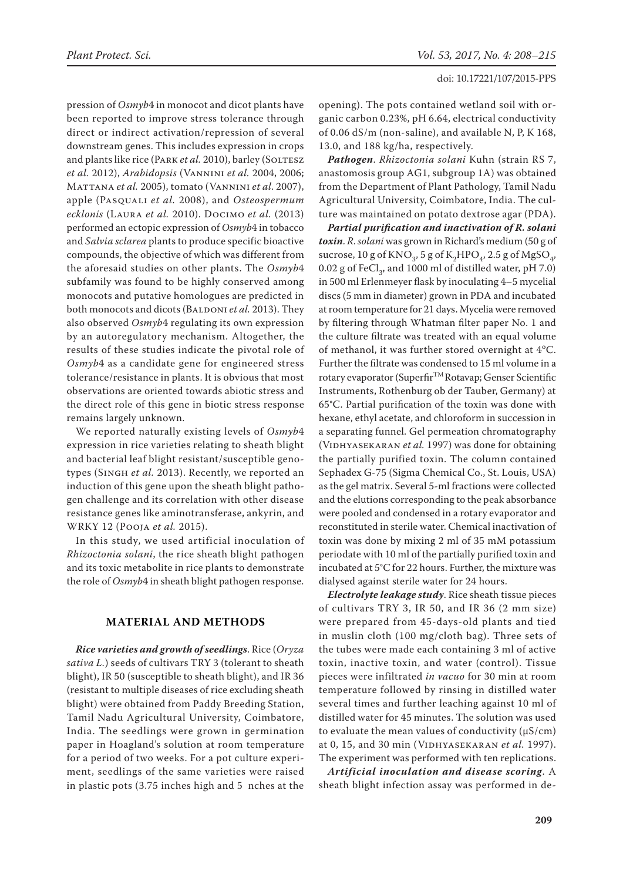pression of *Osmyb*4 in monocot and dicot plants have been reported to improve stress tolerance through direct or indirect activation/repression of several downstream genes. This includes expression in crops and plants like rice (Park *et al.* 2010), barley (Soltesz *et al.* 2012), *Arabidopsis* (Vannini *et al.* 2004, 2006; Mattana *et al.* 2005), tomato (Vannini *et al.* 2007), apple (Pasquali *et al.* 2008), and *Osteospermum ecklonis* (Laura *et al.* 2010). Docimo *et al.* (2013) performed an ectopic expression of *Osmyb*4 in tobacco and *Salvia sclarea* plants to produce specific bioactive compounds, the objective of which was different from the aforesaid studies on other plants. The *Osmyb*4 subfamily was found to be highly conserved among monocots and putative homologues are predicted in both monocots and dicots (Baldoni *et al.* 2013). They also observed *Osmyb*4 regulating its own expression by an autoregulatory mechanism. Altogether, the results of these studies indicate the pivotal role of *Osmyb*4 as a candidate gene for engineered stress tolerance/resistance in plants. It is obvious that most observations are oriented towards abiotic stress and the direct role of this gene in biotic stress response remains largely unknown.

We reported naturally existing levels of *Osmyb*4 expression in rice varieties relating to sheath blight and bacterial leaf blight resistant/susceptible genotypes (Singh *et al.* 2013). Recently, we reported an induction of this gene upon the sheath blight pathogen challenge and its correlation with other disease resistance genes like aminotransferase, ankyrin, and WRKY 12 (Pooja *et al.* 2015).

In this study, we used artificial inoculation of *Rhizoctonia solani*, the rice sheath blight pathogen and its toxic metabolite in rice plants to demonstrate the role of *Osmyb*4 in sheath blight pathogen response.

## MATERIAL AND METHODS

***Rice varieties and growth of seedlings***. Rice (*Oryza sativa L.*) seeds of cultivars TRY 3 (tolerant to sheath blight), IR 50 (susceptible to sheath blight), and IR 36 (resistant to multiple diseases of rice excluding sheath blight) were obtained from Paddy Breeding Station, Tamil Nadu Agricultural University, Coimbatore, India. The seedlings were grown in germination paper in Hoagland's solution at room temperature for a period of two weeks. For a pot culture experiment, seedlings of the same varieties were raised in plastic pots (3.75 inches high and 5 nches at the opening). The pots contained wetland soil with organic carbon 0.23%, pH 6.64, electrical conductivity of 0.06 dS/m (non-saline), and available N, P, K 168, 13.0, and 188 kg/ha, respectively.

***Pathogen***. *Rhizoctonia solani* Kuhn (strain RS 7, anastomosis group AG1, subgroup 1A) was obtained from the Department of Plant Pathology, Tamil Nadu Agricultural University, Coimbatore, India. The culture was maintained on potato dextrose agar (PDA).

***Partial purification and inactivation of R. solani toxin***. *R. solani* was grown in Richard's medium (50 g of sucrose, 10 g of $KNO_3$, 5 g of $K_2HPO_4$, 2.5 g of $MgSO_4$, 0.02 g of $FeCl_3$, and 1000 ml of distilled water, pH 7.0) in 500 ml Erlenmeyer flask by inoculating 4–5 mycelial discs (5 mm in diameter) grown in PDA and incubated at room temperature for 21 days. Mycelia were removed by filtering through Whatman filter paper No. 1 and the culture filtrate was treated with an equal volume of methanol, it was further stored overnight at 4°C. Further the filtrate was condensed to 15 ml volume in a rotary evaporator (Superfir™ Rotavap; Genser Scientific Instruments, Rothenburg ob der Tauber, Germany) at 65°C. Partial purification of the toxin was done with hexane, ethyl acetate, and chloroform in succession in a separating funnel. Gel permeation chromatography (Vidhyasekaran *et al.* 1997) was done for obtaining the partially purified toxin. The column contained Sephadex G-75 (Sigma Chemical Co., St. Louis, USA) as the gel matrix. Several 5-ml fractions were collected and the elutions corresponding to the peak absorbance were pooled and condensed in a rotary evaporator and reconstituted in sterile water. Chemical inactivation of toxin was done by mixing 2 ml of 35 mM potassium periodate with 10 ml of the partially purified toxin and incubated at 5°C for 22 hours. Further, the mixture was dialysed against sterile water for 24 hours.

***Electrolyte leakage study***. Rice sheath tissue pieces of cultivars TRY 3, IR 50, and IR 36 (2 mm size) were prepared from 45-days-old plants and tied in muslin cloth (100 mg/cloth bag). Three sets of the tubes were made each containing 3 ml of active toxin, inactive toxin, and water (control). Tissue pieces were infiltrated *in vacuo* for 30 min at room temperature followed by rinsing in distilled water several times and further leaching against 10 ml of distilled water for 45 minutes. The solution was used to evaluate the mean values of conductivity (μS/cm) at 0, 15, and 30 min (Vidhyasekaran *et al.* 1997). The experiment was performed with ten replications.

***Artificial inoculation and disease scoring***. A sheath blight infection assay was performed in de-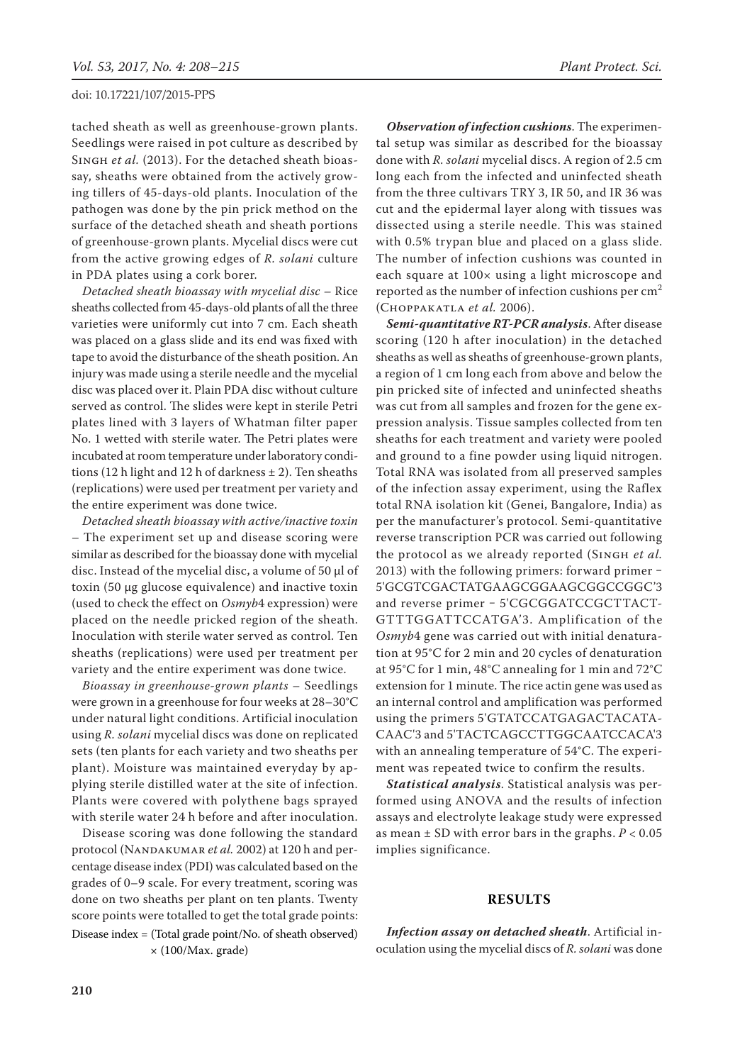tached sheath as well as greenhouse-grown plants. Seedlings were raised in pot culture as described by Singh *et al.* (2013). For the detached sheath bioassay, sheaths were obtained from the actively growing tillers of 45-days-old plants. Inoculation of the pathogen was done by the pin prick method on the surface of the detached sheath and sheath portions of greenhouse-grown plants. Mycelial discs were cut from the active growing edges of *R. solani* culture in PDA plates using a cork borer.

*Detached sheath bioassay with mycelial disc* – Rice sheaths collected from 45-days-old plants of all the three varieties were uniformly cut into 7 cm. Each sheath was placed on a glass slide and its end was fixed with tape to avoid the disturbance of the sheath position. An injury was made using a sterile needle and the mycelial disc was placed over it. Plain PDA disc without culture served as control. The slides were kept in sterile Petri plates lined with 3 layers of Whatman filter paper No. 1 wetted with sterile water. The Petri plates were incubated at room temperature under laboratory conditions (12 h light and 12 h of darkness ± 2). Ten sheaths (replications) were used per treatment per variety and the entire experiment was done twice.

*Detached sheath bioassay with active/inactive toxin* – The experiment set up and disease scoring were similar as described for the bioassay done with mycelial disc. Instead of the mycelial disc, a volume of 50 μl of toxin (50 μg glucose equivalence) and inactive toxin (used to check the effect on *Osmyb*4 expression) were placed on the needle pricked region of the sheath. Inoculation with sterile water served as control. Ten sheaths (replications) were used per treatment per variety and the entire experiment was done twice.

*Bioassay in greenhouse-grown plants* – Seedlings were grown in a greenhouse for four weeks at 28–30°C under natural light conditions. Artificial inoculation using *R. solani* mycelial discs was done on replicated sets (ten plants for each variety and two sheaths per plant). Moisture was maintained everyday by applying sterile distilled water at the site of infection. Plants were covered with polythene bags sprayed with sterile water 24 h before and after inoculation.

Disease scoring was done following the standard protocol (Nandakumar *et al.* 2002) at 120 h and percentage disease index (PDI) was calculated based on the grades of 0–9 scale. For every treatment, scoring was done on two sheaths per plant on ten plants. Twenty score points were totalled to get the total grade points:

$$\text{Disease index} = (\text{Total grade point/No. of sheath observed}) \times (100/\text{Max. grade})$$

***Observation of infection cushions***. The experimental setup was similar as described for the bioassay done with *R. solani* mycelial discs. A region of 2.5 cm long each from the infected and uninfected sheath from the three cultivars TRY 3, IR 50, and IR 36 was cut and the epidermal layer along with tissues was dissected using a sterile needle. This was stained with 0.5% trypan blue and placed on a glass slide. The number of infection cushions was counted in each square at 100× using a light microscope and reported as the number of infection cushions per $cm^2$ (Choppakatla *et al.* 2006).

***Semi-quantitative RT-PCR analysis***. After disease scoring (120 h after inoculation) in the detached sheaths as well as sheaths of greenhouse-grown plants, a region of 1 cm long each from above and below the pin pricked site of infected and uninfected sheaths was cut from all samples and frozen for the gene expression analysis. Tissue samples collected from ten sheaths for each treatment and variety were pooled and ground to a fine powder using liquid nitrogen. Total RNA was isolated from all preserved samples of the infection assay experiment, using the Raflex total RNA isolation kit (Genei, Bangalore, India) as per the manufacturer's protocol. Semi-quantitative reverse transcription PCR was carried out following the protocol as we already reported (Singh *et al.* 2013) with the following primers: forward primer – 5'GCGTCGACTATGAAGCGGAAGCGGCCGGC'3 and reverse primer – 5'CGCGGATCCGCTTACTGTTTGGATTCCATGA'3. Amplification of the *Osmyb*4 gene was carried out with initial denaturation at 95°C for 2 min and 20 cycles of denaturation at 95°C for 1 min, 48°C annealing for 1 min and 72°C extension for 1 minute. The rice actin gene was used as an internal control and amplification was performed using the primers 5'GTATCCATGAGACTACATACAAC'3 and 5'TACTCAGCCTTGGCAATCCACA'3 with an annealing temperature of 54°C. The experiment was repeated twice to confirm the results.

***Statistical analysis***. Statistical analysis was performed using ANOVA and the results of infection assays and electrolyte leakage study were expressed as mean ± SD with error bars in the graphs. $P < 0.05$ implies significance.

## RESULTS

***Infection assay on detached sheath***. Artificial inoculation using the mycelial discs of *R. solani* was done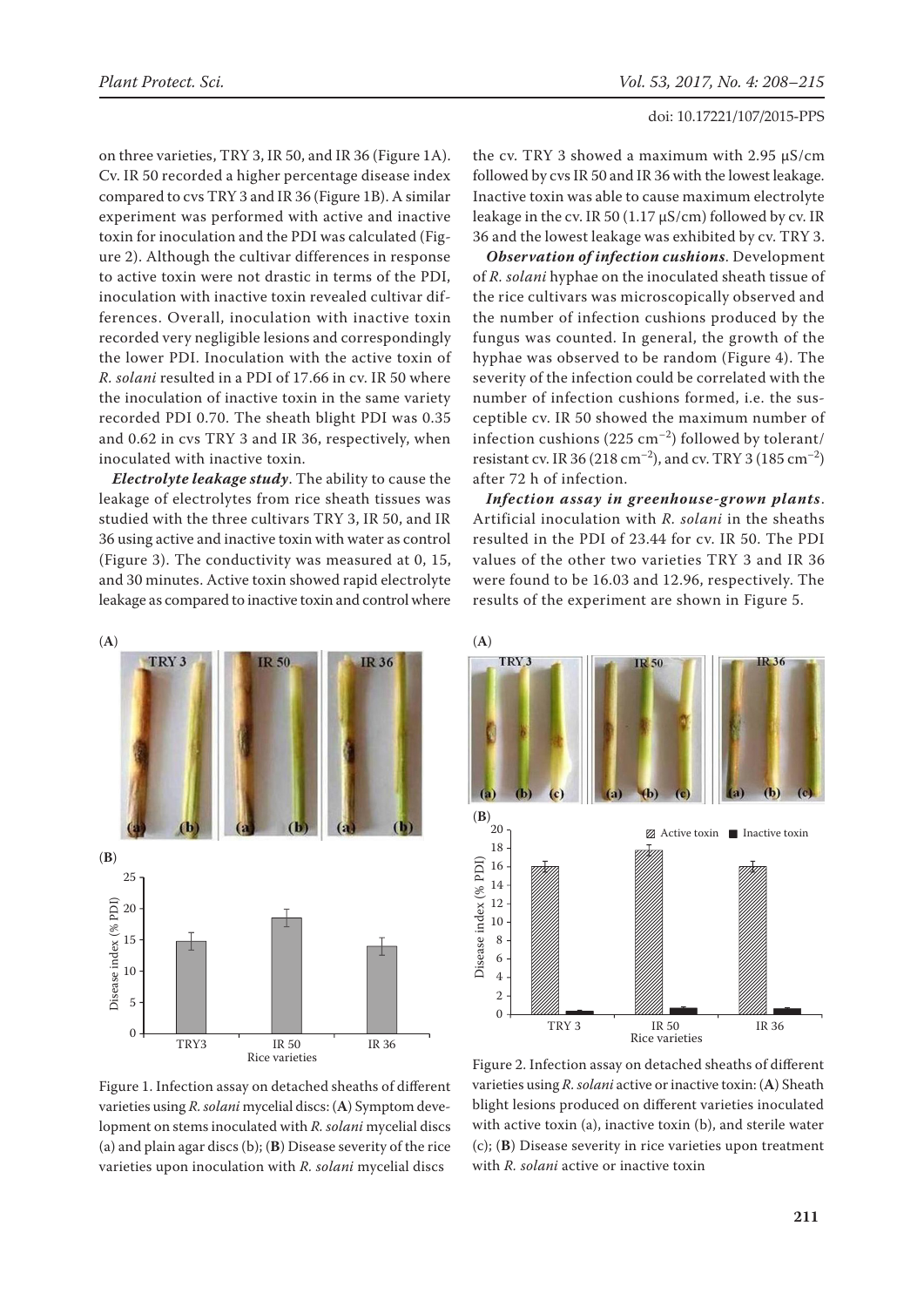on three varieties, TRY 3, IR 50, and IR 36 (Figure 1A). Cv. IR 50 recorded a higher percentage disease index compared to cvs TRY 3 and IR 36 (Figure 1B). A similar experiment was performed with active and inactive toxin for inoculation and the PDI was calculated (Figure 2). Although the cultivar differences in response to active toxin were not drastic in terms of the PDI, inoculation with inactive toxin revealed cultivar differences. Overall, inoculation with inactive toxin recorded very negligible lesions and correspondingly the lower PDI. Inoculation with the active toxin of *R. solani* resulted in a PDI of 17.66 in cv. IR 50 where the inoculation of inactive toxin in the same variety recorded PDI 0.70. The sheath blight PDI was 0.35 and 0.62 in cvs TRY 3 and IR 36, respectively, when inoculated with inactive toxin.

***Electrolyte leakage study***. The ability to cause the leakage of electrolytes from rice sheath tissues was studied with the three cultivars TRY 3, IR 50, and IR 36 using active and inactive toxin with water as control (Figure 3). The conductivity was measured at 0, 15, and 30 minutes. Active toxin showed rapid electrolyte leakage as compared to inactive toxin and control where the cv. TRY 3 showed a maximum with 2.95 μS/cm followed by cvs IR 50 and IR 36 with the lowest leakage. Inactive toxin was able to cause maximum electrolyte leakage in the cv. IR 50 (1.17 μS/cm) followed by cv. IR 36 and the lowest leakage was exhibited by cv. TRY 3.

***Observation of infection cushions***. Development of *R. solani* hyphae on the inoculated sheath tissue of the rice cultivars was microscopically observed and the number of infection cushions produced by the fungus was counted. In general, the growth of the hyphae was observed to be random (Figure 4). The severity of the infection could be correlated with the number of infection cushions formed, i.e. the susceptible cv. IR 50 showed the maximum number of infection cushions (225 $cm^{-2}$) followed by tolerant/resistant cv. IR 36 (218 $cm^{-2}$), and cv. TRY 3 (185 $cm^{-2}$) after 72 h of infection.

***Infection assay in greenhouse-grown plants***. Artificial inoculation with *R. solani* in the sheaths resulted in the PDI of 23.44 for cv. IR 50. The PDI values of the other two varieties TRY 3 and IR 36 were found to be 16.03 and 12.96, respectively. The results of the experiment are shown in Figure 5.

Figure 1. Infection assay on detached sheaths of different varieties using *R. solani* mycelial discs: (**A**) Symptom development on stems inoculated with *R. solani* mycelial discs (a) and plain agar discs (b); (**B**) Disease severity of the rice varieties upon inoculation with *R. solani* mycelial discs

Figure 2. Infection assay on detached sheaths of different varieties using *R. solani* active or inactive toxin: (**A**) Sheath blight lesions produced on different varieties inoculated with active toxin (a), inactive toxin (b), and sterile water (c); (**B**) Disease severity in rice varieties upon treatment with *R. solani* active or inactive toxin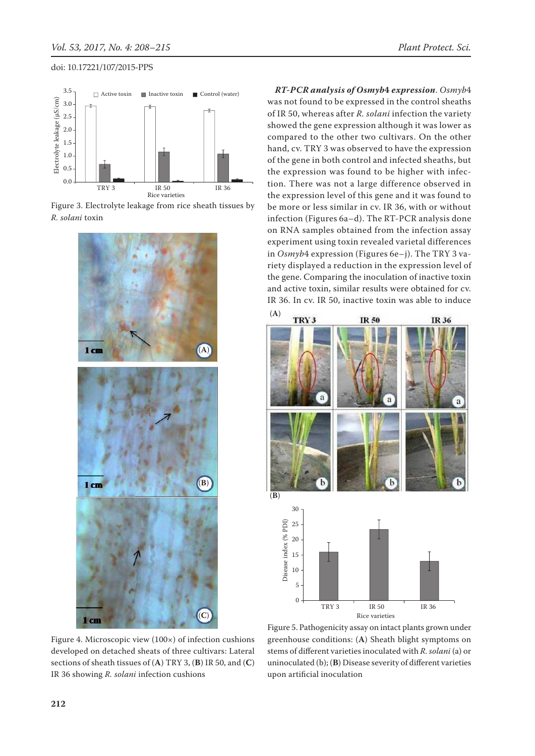Figure 3. Electrolyte leakage from rice sheath tissues by *R. solani* toxin

Figure 4. Microscopic view (100×) of infection cushions developed on detached sheats of three cultivars: Lateral sections of sheath tissues of (**A**) TRY 3, (**B**) IR 50, and (**C**) IR 36 showing *R. solani* infection cushions

***RT-PCR analysis of Osmyb4 expression***. *Osmyb*4 was not found to be expressed in the control sheaths of IR 50, whereas after *R. solani* infection the variety showed the gene expression although it was lower as compared to the other two cultivars. On the other hand, cv. TRY 3 was observed to have the expression of the gene in both control and infected sheaths, but the expression was found to be higher with infection. There was not a large difference observed in the expression level of this gene and it was found to be more or less similar in cv. IR 36, with or without infection (Figures 6a–d). The RT-PCR analysis done on RNA samples obtained from the infection assay experiment using toxin revealed varietal differences in *Osmyb*4 expression (Figures 6e–j). The TRY 3 variety displayed a reduction in the expression level of the gene. Comparing the inoculation of inactive toxin and active toxin, similar results were obtained for cv. IR 36. In cv. IR 50, inactive toxin was able to induce

Figure 5. Pathogenicity assay on intact plants grown under greenhouse conditions: (**A**) Sheath blight symptoms on stems of different varieties inoculated with *R. solani* (a) or uninoculated (b); (**B**) Disease severity of different varieties upon artificial inoculation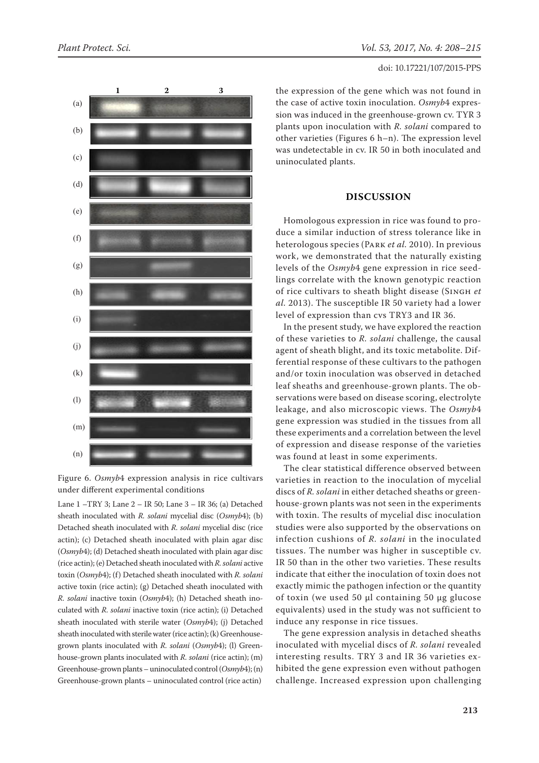Figure 6. *Osmyb*4 expression analysis in rice cultivars under different experimental conditions

Lane 1 –TRY 3; Lane 2 – IR 50; Lane 3 – IR 36; (a) Detached sheath inoculated with *R. solani* mycelial disc (*Osmyb*4); (b) Detached sheath inoculated with *R. solani* mycelial disc (rice actin); (c) Detached sheath inoculated with plain agar disc (*Osmyb*4); (d) Detached sheath inoculated with plain agar disc (rice actin); (e) Detached sheath inoculated with *R. solani* active toxin (*Osmyb*4); (f) Detached sheath inoculated with *R. solani* active toxin (rice actin); (g) Detached sheath inoculated with *R. solani* inactive toxin (*Osmyb*4); (h) Detached sheath inoculated with *R. solani* inactive toxin (rice actin); (i) Detached sheath inoculated with sterile water (*Osmyb*4); (j) Detached sheath inoculated with sterile water (rice actin); (k) Greenhouse-grown plants inoculated with *R. solani* (*Osmyb*4); (l) Greenhouse-grown plants inoculated with *R. solani* (rice actin); (m) Greenhouse-grown plants – uninoculated control (*Osmyb*4); (n) Greenhouse-grown plants – uninoculated control (rice actin)

the expression of the gene which was not found in the case of active toxin inoculation. *Osmyb*4 expression was induced in the greenhouse-grown cv. TYR 3 plants upon inoculation with *R. solani* compared to other varieties (Figures 6 h–n). The expression level was undetectable in cv. IR 50 in both inoculated and uninoculated plants.

## DISCUSSION

Homologous expression in rice was found to produce a similar induction of stress tolerance like in heterologous species (Park *et al.* 2010). In previous work, we demonstrated that the naturally existing levels of the *Osmyb*4 gene expression in rice seedlings correlate with the known genotypic reaction of rice cultivars to sheath blight disease (Singh *et al.* 2013). The susceptible IR 50 variety had a lower level of expression than cvs TRY3 and IR 36.

In the present study, we have explored the reaction of these varieties to *R. solani* challenge, the causal agent of sheath blight, and its toxic metabolite. Differential response of these cultivars to the pathogen and/or toxin inoculation was observed in detached leaf sheaths and greenhouse-grown plants. The observations were based on disease scoring, electrolyte leakage, and also microscopic views. The *Osmyb*4 gene expression was studied in the tissues from all these experiments and a correlation between the level of expression and disease response of the varieties was found at least in some experiments.

The clear statistical difference observed between varieties in reaction to the inoculation of mycelial discs of *R. solani* in either detached sheaths or greenhouse-grown plants was not seen in the experiments with toxin. The results of mycelial disc inoculation studies were also supported by the observations on infection cushions of *R. solani* in the inoculated tissues. The number was higher in susceptible cv. IR 50 than in the other two varieties. These results indicate that either the inoculation of toxin does not exactly mimic the pathogen infection or the quantity of toxin (we used 50 µl containing 50 µg glucose equivalents) used in the study was not sufficient to induce any response in rice tissues.

The gene expression analysis in detached sheaths inoculated with mycelial discs of *R. solani* revealed interesting results. TRY 3 and IR 36 varieties exhibited the gene expression even without pathogen challenge. Increased expression upon challenging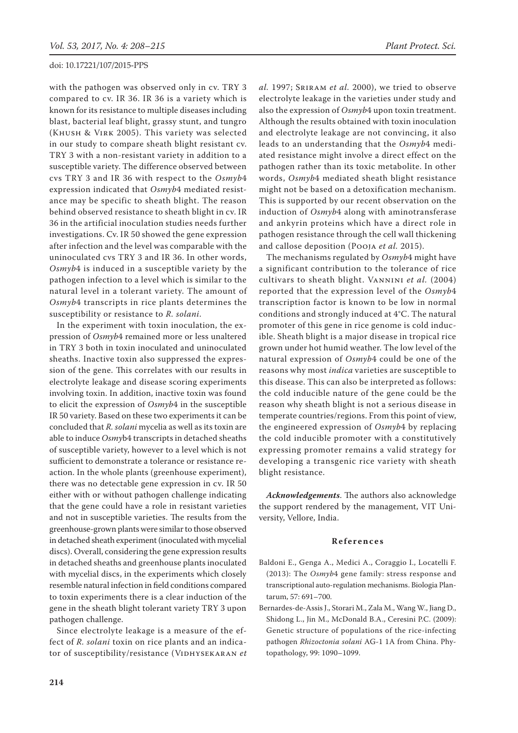with the pathogen was observed only in cv. TRY 3 compared to cv. IR 36. IR 36 is a variety which is known for its resistance to multiple diseases including blast, bacterial leaf blight, grassy stunt, and tungro (Khush & Virk 2005). This variety was selected in our study to compare sheath blight resistant cv. TRY 3 with a non-resistant variety in addition to a susceptible variety. The difference observed between cvs TRY 3 and IR 36 with respect to the *Osmyb*4 expression indicated that *Osmyb*4 mediated resistance may be specific to sheath blight. The reason behind observed resistance to sheath blight in cv. IR 36 in the artificial inoculation studies needs further investigations. Cv. IR 50 showed the gene expression after infection and the level was comparable with the uninoculated cvs TRY 3 and IR 36. In other words, *Osmyb*4 is induced in a susceptible variety by the pathogen infection to a level which is similar to the natural level in a tolerant variety. The amount of *Osmyb*4 transcripts in rice plants determines the susceptibility or resistance to *R. solani*.

In the experiment with toxin inoculation, the expression of *Osmyb*4 remained more or less unaltered in TRY 3 both in toxin inoculated and uninoculated sheaths. Inactive toxin also suppressed the expression of the gene. This correlates with our results in electrolyte leakage and disease scoring experiments involving toxin. In addition, inactive toxin was found to elicit the expression of *Osmyb*4 in the susceptible IR 50 variety. Based on these two experiments it can be concluded that *R. solani* mycelia as well as its toxin are able to induce *Osmy*b4 transcripts in detached sheaths of susceptible variety, however to a level which is not sufficient to demonstrate a tolerance or resistance reaction. In the whole plants (greenhouse experiment), there was no detectable gene expression in cv. IR 50 either with or without pathogen challenge indicating that the gene could have a role in resistant varieties and not in susceptible varieties. The results from the greenhouse-grown plants were similar to those observed in detached sheath experiment (inoculated with mycelial discs). Overall, considering the gene expression results in detached sheaths and greenhouse plants inoculated with mycelial discs, in the experiments which closely resemble natural infection in field conditions compared to toxin experiments there is a clear induction of the gene in the sheath blight tolerant variety TRY 3 upon pathogen challenge.

Since electrolyte leakage is a measure of the effect of *R. solani* toxin on rice plants and an indicator of susceptibility/resistance (Vidhysekaran *et al.* 1997; Sriram *et al.* 2000), we tried to observe electrolyte leakage in the varieties under study and also the expression of *Osmyb*4 upon toxin treatment. Although the results obtained with toxin inoculation and electrolyte leakage are not convincing, it also leads to an understanding that the *Osmyb*4 mediated resistance might involve a direct effect on the pathogen rather than its toxic metabolite. In other words, *Osmyb*4 mediated sheath blight resistance might not be based on a detoxification mechanism. This is supported by our recent observation on the induction of *Osmyb*4 along with aminotransferase and ankyrin proteins which have a direct role in pathogen resistance through the cell wall thickening and callose deposition (Pooja *et al.* 2015).

The mechanisms regulated by *Osmyb*4 might have a significant contribution to the tolerance of rice cultivars to sheath blight. Vannini *et al.* (2004) reported that the expression level of the *Osmyb*4 transcription factor is known to be low in normal conditions and strongly induced at 4°C. The natural promoter of this gene in rice genome is cold inducible. Sheath blight is a major disease in tropical rice grown under hot humid weather. The low level of the natural expression of *Osmyb*4 could be one of the reasons why most *indica* varieties are susceptible to this disease. This can also be interpreted as follows: the cold inducible nature of the gene could be the reason why sheath blight is not a serious disease in temperate countries/regions. From this point of view, the engineered expression of *Osmyb*4 by replacing the cold inducible promoter with a constitutively expressing promoter remains a valid strategy for developing a transgenic rice variety with sheath blight resistance.

***Acknowledgements***. The authors also acknowledge the support rendered by the management, VIT University, Vellore, India.

## References

Baldoni E., Genga A., Medici A., Coraggio I., Locatelli F. (2013): The *Osmyb*4 gene family: stress response and transcriptional auto-regulation mechanisms. Biologia Plantarum, 57: 691–700.

Bernardes-de-Assis J., Storari M., Zala M., Wang W., Jiang D., Shidong L., Jin M., McDonald B.A., Ceresini P.C. (2009): Genetic structure of populations of the rice-infecting pathogen *Rhizoctonia solani* AG-1 1A from China. Phytopathology, 99: 1090–1099.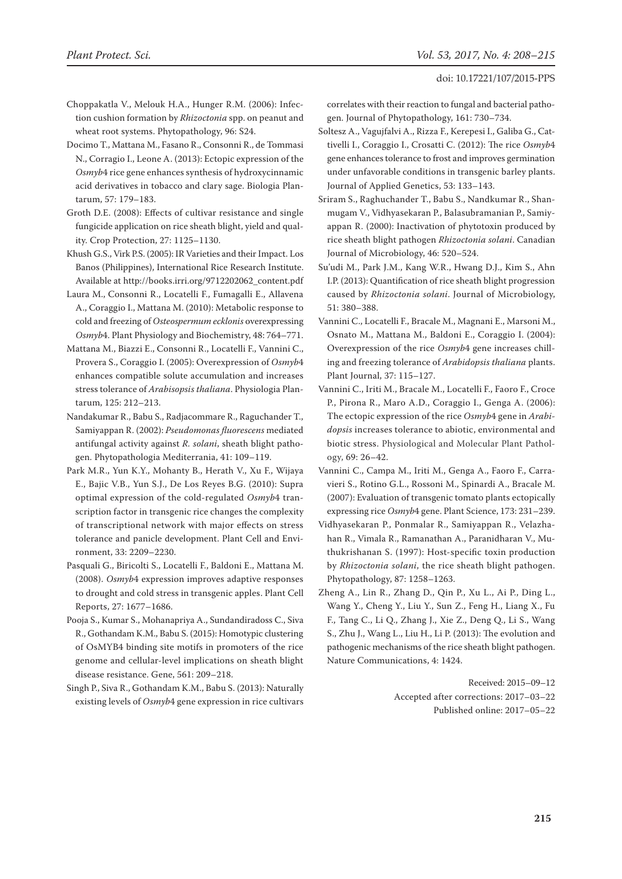Choppakatla V., Melouk H.A., Hunger R.M. (2006): Infection cushion formation by *Rhizoctonia* spp. on peanut and wheat root systems. Phytopathology, 96: S24.

Docimo T., Mattana M., Fasano R., Consonni R., de Tommasi N., Corragio I., Leone A. (2013): Ectopic expression of the *Osmyb*4 rice gene enhances synthesis of hydroxycinnamic acid derivatives in tobacco and clary sage. Biologia Plantarum, 57: 179–183.

Groth D.E. (2008): Effects of cultivar resistance and single fungicide application on rice sheath blight, yield and quality. Crop Protection, 27: 1125–1130.

Khush G.S., Virk P.S. (2005): IR Varieties and their Impact. Los Banos (Philippines), International Rice Research Institute. Available at http://books.irri.org/9712202062_content.pdf

Laura M., Consonni R., Locatelli F., Fumagalli E., Allavena A., Coraggio I., Mattana M. (2010): Metabolic response to cold and freezing of *Osteospermum ecklonis* overexpressing *Osmyb*4. Plant Physiology and Biochemistry, 48: 764–771.

Mattana M., Biazzi E., Consonni R., Locatelli F., Vannini C., Provera S., Coraggio I. (2005): Overexpression of *Osmyb*4 enhances compatible solute accumulation and increases stress tolerance of *Arabisopsis thaliana*. Physiologia Plantarum, 125: 212–213.

Nandakumar R., Babu S., Radjacommare R., Raguchander T., Samiyappan R. (2002): *Pseudomonas fluorescens* mediated antifungal activity against *R. solani*, sheath blight pathogen. Phytopathologia Mediterrania, 41: 109–119.

Park M.R., Yun K.Y., Mohanty B., Herath V., Xu F., Wijaya E., Bajic V.B., Yun S.J., De Los Reyes B.G. (2010): Supra optimal expression of the cold-regulated *Osmyb*4 transcription factor in transgenic rice changes the complexity of transcriptional network with major effects on stress tolerance and panicle development. Plant Cell and Environment, 33: 2209–2230.

Pasquali G., Biricolti S., Locatelli F., Baldoni E., Mattana M. (2008). *Osmyb*4 expression improves adaptive responses to drought and cold stress in transgenic apples. Plant Cell Reports, 27: 1677–1686.

Pooja S., Kumar S., Mohanapriya A., Sundandiradoss C., Siva R., Gothandam K.M., Babu S. (2015): Homotypic clustering of OsMYB4 binding site motifs in promoters of the rice genome and cellular-level implications on sheath blight disease resistance. Gene, 561: 209–218.

Singh P., Siva R., Gothandam K.M., Babu S. (2013): Naturally existing levels of *Osmyb*4 gene expression in rice cultivars correlates with their reaction to fungal and bacterial pathogen. Journal of Phytopathology, 161: 730–734.

Soltesz A., Vagujfalvi A., Rizza F., Kerepesi I., Galiba G., Cattivelli I., Coraggio I., Crosatti C. (2012): The rice *Osmyb*4 gene enhances tolerance to frost and improves germination under unfavorable conditions in transgenic barley plants. Journal of Applied Genetics, 53: 133–143.

Sriram S., Raghuchander T., Babu S., Nandkumar R., Shanmugam V., Vidhyasekaran P., Balasubramanian P., Samiyappan R. (2000): Inactivation of phytotoxin produced by rice sheath blight pathogen *Rhizoctonia solani*. Canadian Journal of Microbiology, 46: 520–524.

Su'udi M., Park J.M., Kang W.R., Hwang D.J., Kim S., Ahn I.P. (2013): Quantification of rice sheath blight progression caused by *Rhizoctonia solani*. Journal of Microbiology, 51: 380–388.

Vannini C., Locatelli F., Bracale M., Magnani E., Marsoni M., Osnato M., Mattana M., Baldoni E., Coraggio I. (2004): Overexpression of the rice *Osmyb*4 gene increases chilling and freezing tolerance of *Arabidopsis thaliana* plants. Plant Journal, 37: 115–127.

Vannini C., Iriti M., Bracale M., Locatelli F., Faoro F., Croce P., Pirona R., Maro A.D., Coraggio I., Genga A. (2006): The ectopic expression of the rice *Osmyb*4 gene in *Arabidopsis* increases tolerance to abiotic, environmental and biotic stress. Physiological and Molecular Plant Pathology, 69: 26–42.

Vannini C., Campa M., Iriti M., Genga A., Faoro F., Carravieri S., Rotino G.L., Rossoni M., Spinardi A., Bracale M. (2007): Evaluation of transgenic tomato plants ectopically expressing rice *Osmyb*4 gene. Plant Science, 173: 231–239.

Vidhyasekaran P., Ponmalar R., Samiyappan R., Velazhahan R., Vimala R., Ramanathan A., Paranidharan V., Muthukrishanan S. (1997): Host-specific toxin production by *Rhizoctonia solani*, the rice sheath blight pathogen. Phytopathology, 87: 1258–1263.

Zheng A., Lin R., Zhang D., Qin P., Xu L., Ai P., Ding L., Wang Y., Cheng Y., Liu Y., Sun Z., Feng H., Liang X., Fu F., Tang C., Li Q., Zhang J., Xie Z., Deng Q., Li S., Wang S., Zhu J., Wang L., Liu H., Li P. (2013): The evolution and pathogenic mechanisms of the rice sheath blight pathogen. Nature Communications, 4: 1424.

Received: 2015–09–12
Accepted after corrections: 2017–03–22
Published online: 2017–05–22